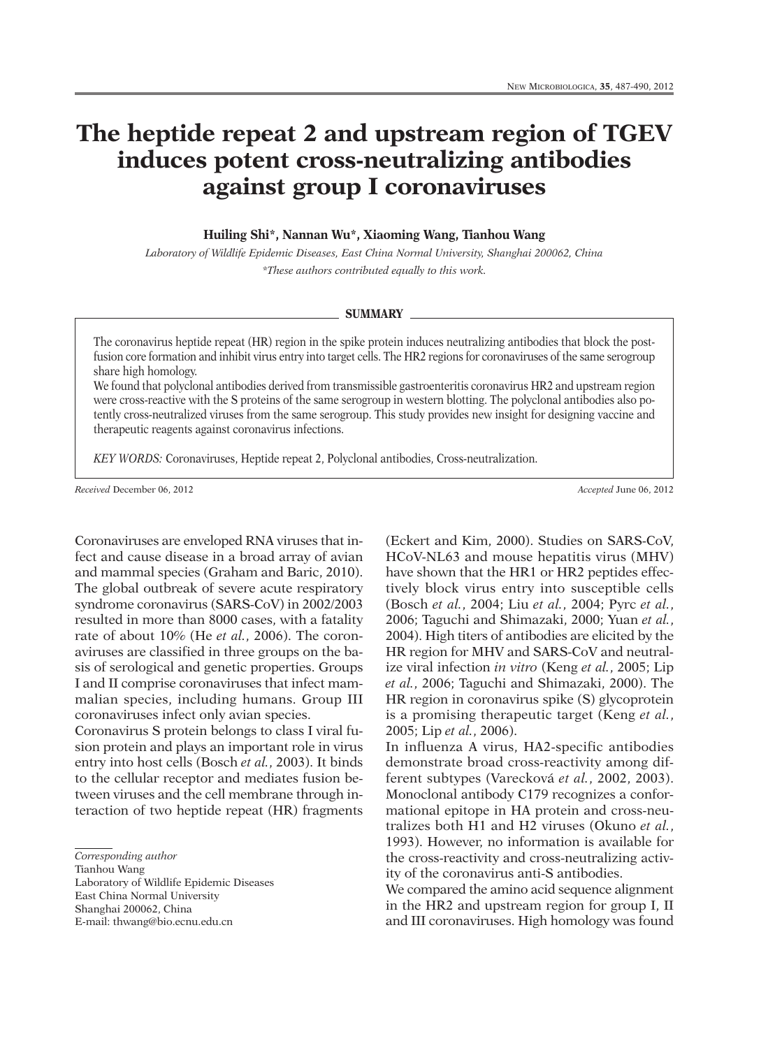# The heptide repeat 2 and upstream region of TGEV induces potent cross-neutralizing antibodies against group I coronaviruses

**Huiling Shi*, Nannan Wu*, Xiaoming Wang, Tianhou Wang**

*Laboratory of Wildlife Epidemic Diseases, East China Normal University, Shanghai 200062, China*

*\*These authors contributed equally to this work.*

## SUMMARY

The coronavirus heptide repeat (HR) region in the spike protein induces neutralizing antibodies that block the post-fusion core formation and inhibit virus entry into target cells. The HR2 regions for coronaviruses of the same serogroup share high homology.

We found that polyclonal antibodies derived from transmissible gastroenteritis coronavirus HR2 and upstream region were cross-reactive with the S proteins of the same serogroup in western blotting. The polyclonal antibodies also potently cross-neutralized viruses from the same serogroup. This study provides new insight for designing vaccine and therapeutic reagents against coronavirus infections.

*KEY WORDS:* Coronaviruses, Heptide repeat 2, Polyclonal antibodies, Cross-neutralization.

*Received* December 06, 2012 *Accepted* June 06, 2012

Coronaviruses are enveloped RNA viruses that infect and cause disease in a broad array of avian and mammal species (Graham and Baric, 2010). The global outbreak of severe acute respiratory syndrome coronavirus (SARS-CoV) in 2002/2003 resulted in more than 8000 cases, with a fatality rate of about 10% (He *et al.*, 2006). The coronaviruses are classified in three groups on the basis of serological and genetic properties. Groups I and II comprise coronaviruses that infect mammalian species, including humans. Group III coronaviruses infect only avian species.

Coronavirus S protein belongs to class I viral fusion protein and plays an important role in virus entry into host cells (Bosch *et al.*, 2003). It binds to the cellular receptor and mediates fusion between viruses and the cell membrane through interaction of two heptide repeat (HR) fragments (Eckert and Kim, 2000). Studies on SARS-CoV, HCoV-NL63 and mouse hepatitis virus (MHV) have shown that the HR1 or HR2 peptides effectively block virus entry into susceptible cells (Bosch *et al.*, 2004; Liu *et al.*, 2004; Pyrc *et al.*, 2006; Taguchi and Shimazaki, 2000; Yuan *et al.*, 2004). High titers of antibodies are elicited by the HR region for MHV and SARS-CoV and neutralize viral infection *in vitro* (Keng *et al.*, 2005; Lip *et al.*, 2006; Taguchi and Shimazaki, 2000). The HR region in coronavirus spike (S) glycoprotein is a promising therapeutic target (Keng *et al.*, 2005; Lip *et al.*, 2006).

In influenza A virus, HA2-specific antibodies demonstrate broad cross-reactivity among different subtypes (Varecková *et al.*, 2002, 2003). Monoclonal antibody C179 recognizes a conformational epitope in HA protein and cross-neutralizes both H1 and H2 viruses (Okuno *et al.*, 1993). However, no information is available for the cross-reactivity and cross-neutralizing activity of the coronavirus anti-S antibodies.

We compared the amino acid sequence alignment in the HR2 and upstream region for group I, II and III coronaviruses. High homology was found

*Corresponding author*
Tianhou Wang
Laboratory of Wildlife Epidemic Diseases
East China Normal University
Shanghai 200062, China
E-mail: thwang@bio.ecnu.edu.cn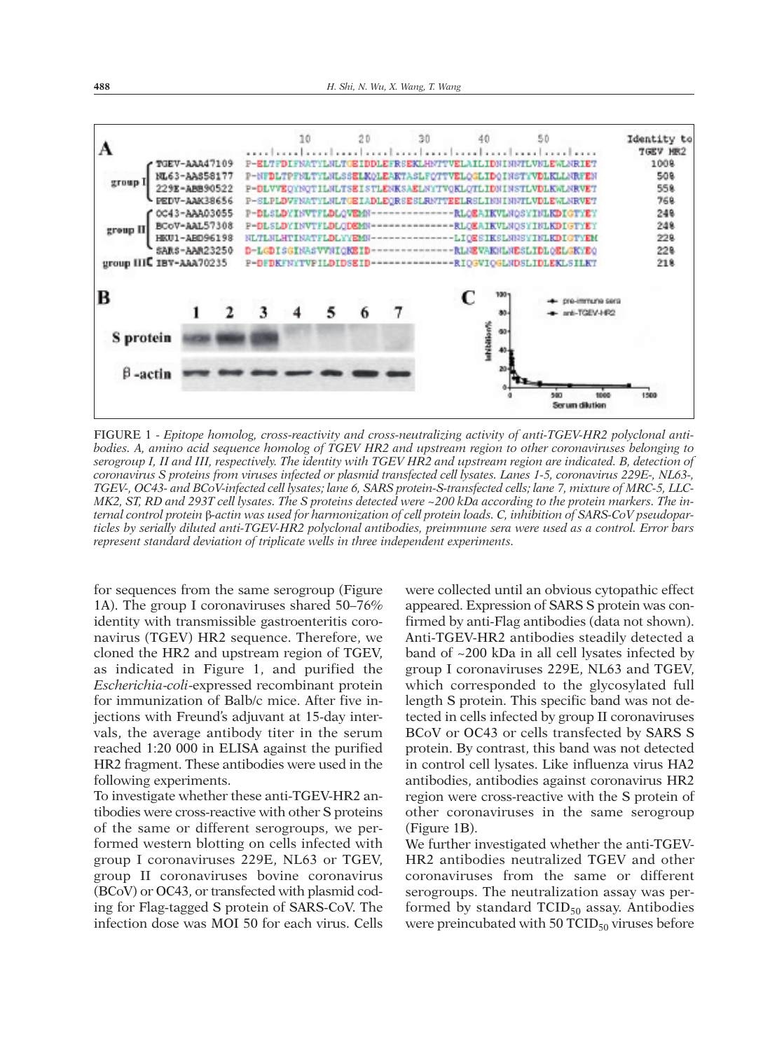FIGURE 1 - *Epitope homolog, cross-reactivity and cross-neutralizing activity of anti-TGEV-HR2 polyclonal antibodies. A, amino acid sequence homolog of TGEV HR2 and upstream region to other coronaviruses belonging to serogroup I, II and III, respectively. The identity with TGEV HR2 and upstream region are indicated. B, detection of coronavirus S proteins from viruses infected or plasmid transfected cell lysates. Lanes 1-5, coronavirus 229E-, NL63-, TGEV-, OC43- and BCoV-infected cell lysates; lane 6, SARS protein-S-transfected cells; lane 7, mixture of MRC-5, LLC-MK2, ST, RD and 293T cell lysates. The S proteins detected were ~200 kDa according to the protein markers. The internal control protein β-actin was used for harmonization of cell protein loads. C, inhibition of SARS-CoV pseudoparticles by serially diluted anti-TGEV-HR2 polyclonal antibodies, preimmune sera were used as a control. Error bars represent standard deviation of triplicate wells in three independent experiments.*

for sequences from the same serogroup (Figure 1A). The group I coronaviruses shared 50–76% identity with transmissible gastroenteritis coronavirus (TGEV) HR2 sequence. Therefore, we cloned the HR2 and upstream region of TGEV, as indicated in Figure 1, and purified the *Escherichia-coli*-expressed recombinant protein for immunization of Balb/c mice. After five injections with Freund's adjuvant at 15-day intervals, the average antibody titer in the serum reached 1:20 000 in ELISA against the purified HR2 fragment. These antibodies were used in the following experiments.

To investigate whether these anti-TGEV-HR2 antibodies were cross-reactive with other S proteins of the same or different serogroups, we performed western blotting on cells infected with group I coronaviruses 229E, NL63 or TGEV, group II coronaviruses bovine coronavirus (BCoV) or OC43, or transfected with plasmid coding for Flag-tagged S protein of SARS-CoV. The infection dose was MOI 50 for each virus. Cells were collected until an obvious cytopathic effect appeared. Expression of SARS S protein was confirmed by anti-Flag antibodies (data not shown). Anti-TGEV-HR2 antibodies steadily detected a band of ~200 kDa in all cell lysates infected by group I coronaviruses 229E, NL63 and TGEV, which corresponded to the glycosylated full length S protein. This specific band was not detected in cells infected by group II coronaviruses BCoV or OC43 or cells transfected by SARS S protein. By contrast, this band was not detected in control cell lysates. Like influenza virus HA2 antibodies, antibodies against coronavirus HR2 region were cross-reactive with the S protein of other coronaviruses in the same serogroup (Figure 1B).

We further investigated whether the anti-TGEV-HR2 antibodies neutralized TGEV and other coronaviruses from the same or different serogroups. The neutralization assay was performed by standard $TCID_{50}$ assay. Antibodies were preincubated with 50 $TCID_{50}$ viruses before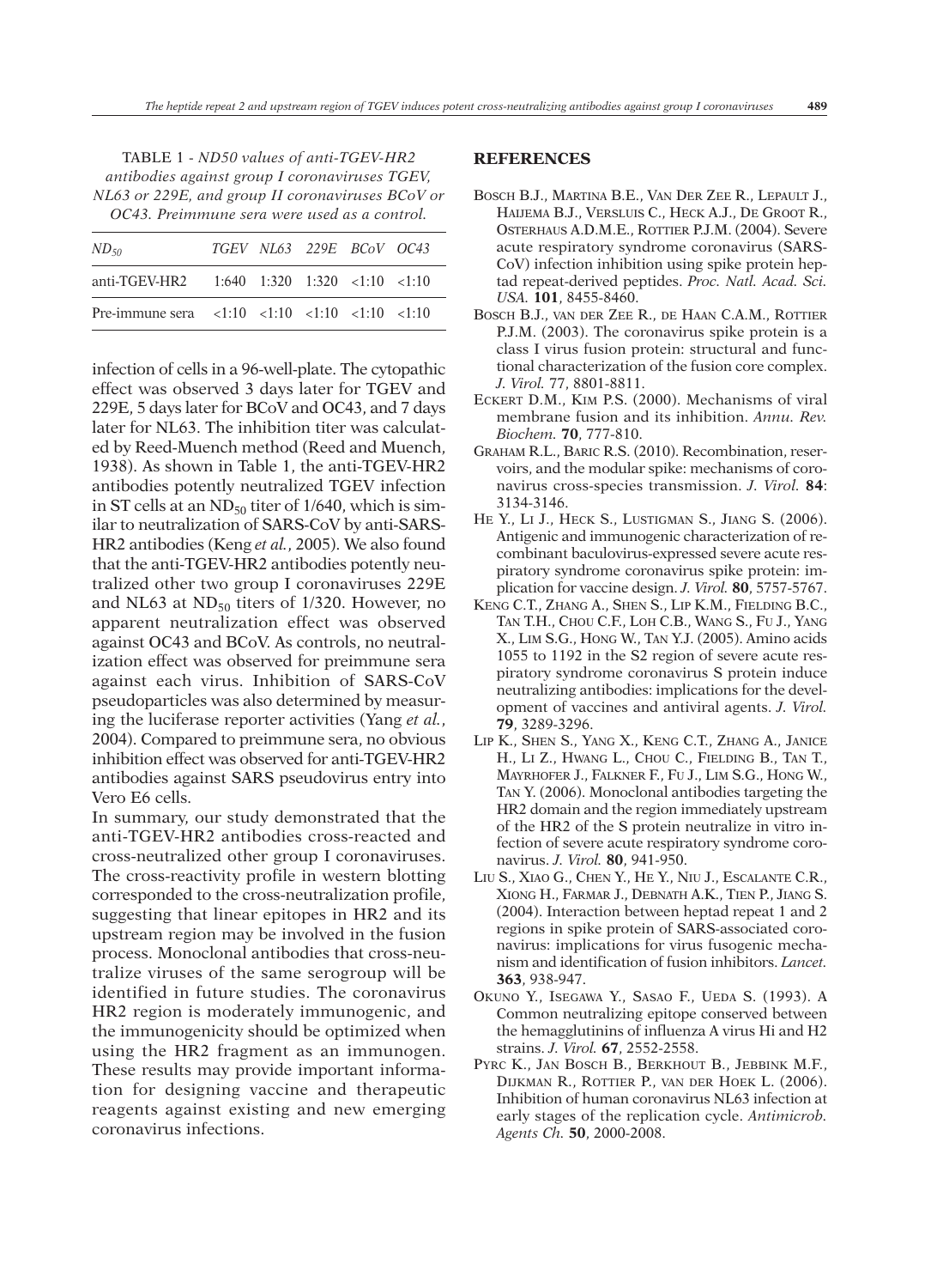TABLE 1 - *ND50 values of anti-TGEV-HR2 antibodies against group I coronaviruses TGEV, NL63 or 229E, and group II coronaviruses BCoV or OC43. Preimmune sera were used as a control.*

| $ND_{50}$ | TGEV | NL63 | 229E | BCoV | OC43 |
|---|---|---|---|---|---|
| anti-TGEV-HR2 | 1:640 | 1:320 | 1:320 | <1:10 | <1:10 |
| Pre-immune sera | <1:10 | <1:10 | <1:10 | <1:10 | <1:10 |

infection of cells in a 96-well-plate. The cytopathic effect was observed 3 days later for TGEV and 229E, 5 days later for BCoV and OC43, and 7 days later for NL63. The inhibition titer was calculated by Reed-Muench method (Reed and Muench, 1938). As shown in Table 1, the anti-TGEV-HR2 antibodies potently neutralized TGEV infection in ST cells at an $ND_{50}$ titer of 1/640, which is similar to neutralization of SARS-CoV by anti-SARS-HR2 antibodies (Keng *et al.*, 2005). We also found that the anti-TGEV-HR2 antibodies potently neutralized other two group I coronaviruses 229E and NL63 at $ND_{50}$ titers of 1/320. However, no apparent neutralization effect was observed against OC43 and BCoV. As controls, no neutralization effect was observed for preimmune sera against each virus. Inhibition of SARS-CoV pseudoparticles was also determined by measuring the luciferase reporter activities (Yang *et al.*, 2004). Compared to preimmune sera, no obvious inhibition effect was observed for anti-TGEV-HR2 antibodies against SARS pseudovirus entry into Vero E6 cells.

In summary, our study demonstrated that the anti-TGEV-HR2 antibodies cross-reacted and cross-neutralized other group I coronaviruses. The cross-reactivity profile in western blotting corresponded to the cross-neutralization profile, suggesting that linear epitopes in HR2 and its upstream region may be involved in the fusion process. Monoclonal antibodies that cross-neutralize viruses of the same serogroup will be identified in future studies. The coronavirus HR2 region is moderately immunogenic, and the immunogenicity should be optimized when using the HR2 fragment as an immunogen. These results may provide important information for designing vaccine and therapeutic reagents against existing and new emerging coronavirus infections.

## REFERENCES

Bosch B.J., Martina B.E., Van Der Zee R., Lepault J., Haijema B.J., Versluis C., Heck A.J., De Groot R., Osterhaus A.D.M.E., Rottier P.J.M. (2004). Severe acute respiratory syndrome coronavirus (SARS-CoV) infection inhibition using spike protein heptad repeat-derived peptides. *Proc. Natl. Acad. Sci. USA.* **101**, 8455-8460.

Bosch B.J., van der Zee R., de Haan C.A.M., Rottier P.J.M. (2003). The coronavirus spike protein is a class I virus fusion protein: structural and functional characterization of the fusion core complex. *J. Virol.* 77, 8801-8811.

Eckert D.M., Kim P.S. (2000). Mechanisms of viral membrane fusion and its inhibition. *Annu. Rev. Biochem.* **70**, 777-810.

Graham R.L., Baric R.S. (2010). Recombination, reservoirs, and the modular spike: mechanisms of coronavirus cross-species transmission. *J. Virol.* **84**: 3134-3146.

He Y., Li J., Heck S., Lustigman S., Jiang S. (2006). Antigenic and immunogenic characterization of recombinant baculovirus-expressed severe acute respiratory syndrome coronavirus spike protein: implication for vaccine design. *J. Virol.* **80**, 5757-5767.

Keng C.T., Zhang A., Shen S., Lip K.M., Fielding B.C., Tan T.H., Chou C.F., Loh C.B., Wang S., Fu J., Yang X., Lim S.G., Hong W., Tan Y.J. (2005). Amino acids 1055 to 1192 in the S2 region of severe acute respiratory syndrome coronavirus S protein induce neutralizing antibodies: implications for the development of vaccines and antiviral agents. *J. Virol.* **79**, 3289-3296.

Lip K., Shen S., Yang X., Keng C.T., Zhang A., Janice H., Li Z., Hwang L., Chou C., Fielding B., Tan T., Mayrhofer J., Falkner F., Fu J., Lim S.G., Hong W., Tan Y. (2006). Monoclonal antibodies targeting the HR2 domain and the region immediately upstream of the HR2 of the S protein neutralize in vitro infection of severe acute respiratory syndrome coronavirus. *J. Virol.* **80**, 941-950.

Liu S., Xiao G., Chen Y., He Y., Niu J., Escalante C.R., Xiong H., Farmar J., Debnath A.K., Tien P., Jiang S. (2004). Interaction between heptad repeat 1 and 2 regions in spike protein of SARS-associated coronavirus: implications for virus fusogenic mechanism and identification of fusion inhibitors. *Lancet.* **363**, 938-947.

Okuno Y., Isegawa Y., Sasao F., Ueda S. (1993). A Common neutralizing epitope conserved between the hemagglutinins of influenza A virus Hi and H2 strains. *J. Virol.* **67**, 2552-2558.

Pyrc K., Jan Bosch B., Berkhout B., Jebbink M.F., Dijkman R., Rottier P., van der Hoek L. (2006). Inhibition of human coronavirus NL63 infection at early stages of the replication cycle. *Antimicrob. Agents Ch.* **50**, 2000-2008.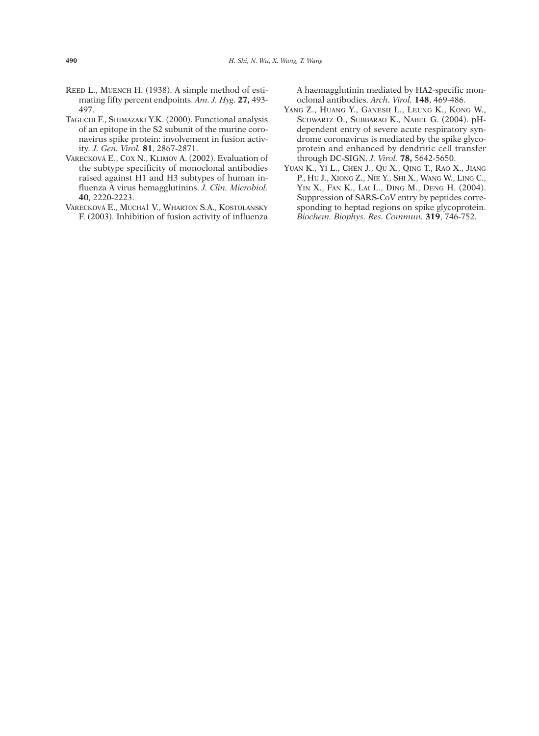Reed L., Muench H. (1938). A simple method of estimating fifty percent endpoints. *Am. J. Hyg.* **27,** 493-497.

Taguchi F., Shimazaki Y.K. (2000). Functional analysis of an epitope in the S2 subunit of the murine coronavirus spike protein: involvement in fusion activity. *J. Gen. Virol.* **81**, 2867-2871.

Varecková E., Cox N., Klimov A. (2002). Evaluation of the subtype specificity of monoclonal antibodies raised against H1 and H3 subtypes of human influenza A virus hemagglutinins. *J. Clin. Microbiol.* **40**, 2220-2223.

Varecková E., Mucha1 V., Wharton S.A., Kostolansky F. (2003). Inhibition of fusion activity of influenza A haemagglutinin mediated by HA2-specific monoclonal antibodies. *Arch. Virol.* **148**, 469-486.

Yang Z., Huang Y., Ganesh L., Leung K., Kong W., Schwartz O., Subbarao K., Nabel G. (2004). pH-dependent entry of severe acute respiratory syndrome coronavirus is mediated by the spike glycoprotein and enhanced by dendritic cell transfer through DC-SIGN. *J. Virol.* **78,** 5642-5650.

Yuan K., Yi L., Chen J., Qu X., Qing T., Rao X., Jiang P., Hu J., Xiong Z., Nie Y., Shi X., Wang W., Ling C., Yin X., Fan K., Lai L., Ding M., Deng H. (2004). Suppression of SARS-CoV entry by peptides corresponding to heptad regions on spike glycoprotein. *Biochem. Biophys. Res. Commun.* **319**, 746-752.